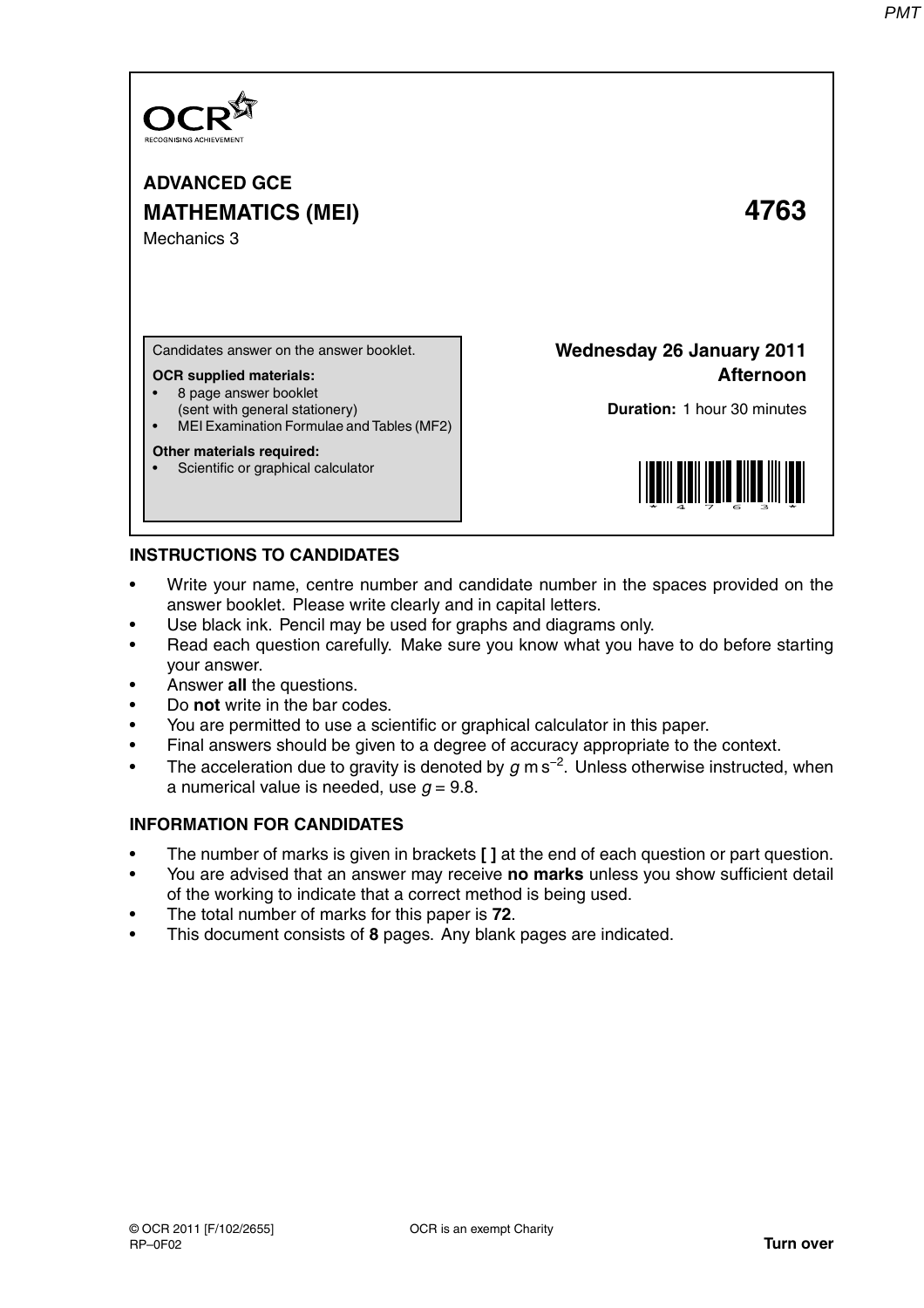OCR
RECOGNISING ACHIEVEMENT

**ADVANCED GCE**

# MATHEMATICS (MEI) 4763

Mechanics 3

Candidates answer on the answer booklet.

**OCR supplied materials:**
- 8 page answer booklet (sent with general stationery)
- MEI Examination Formulae and Tables (MF2)

**Other materials required:**
- Scientific or graphical calculator

**Wednesday 26 January 2011**
**Afternoon**

**Duration:** 1 hour 30 minutes

## INSTRUCTIONS TO CANDIDATES

- Write your name, centre number and candidate number in the spaces provided on the answer booklet. Please write clearly and in capital letters.
- Use black ink. Pencil may be used for graphs and diagrams only.
- Read each question carefully. Make sure you know what you have to do before starting your answer.
- Answer **all** the questions.
- Do **not** write in the bar codes.
- You are permitted to use a scientific or graphical calculator in this paper.
- Final answers should be given to a degree of accuracy appropriate to the context.
- The acceleration due to gravity is denoted by $g$ m s$^{-2}$. Unless otherwise instructed, when a numerical value is needed, use $g = 9.8$.

## INFORMATION FOR CANDIDATES

- The number of marks is given in brackets **[ ]** at the end of each question or part question.
- You are advised that an answer may receive **no marks** unless you show sufficient detail of the working to indicate that a correct method is being used.
- The total number of marks for this paper is **72**.
- This document consists of **8** pages. Any blank pages are indicated.

© OCR 2011 [F/102/2655]
RP–0F02

OCR is an exempt Charity

**Turn over**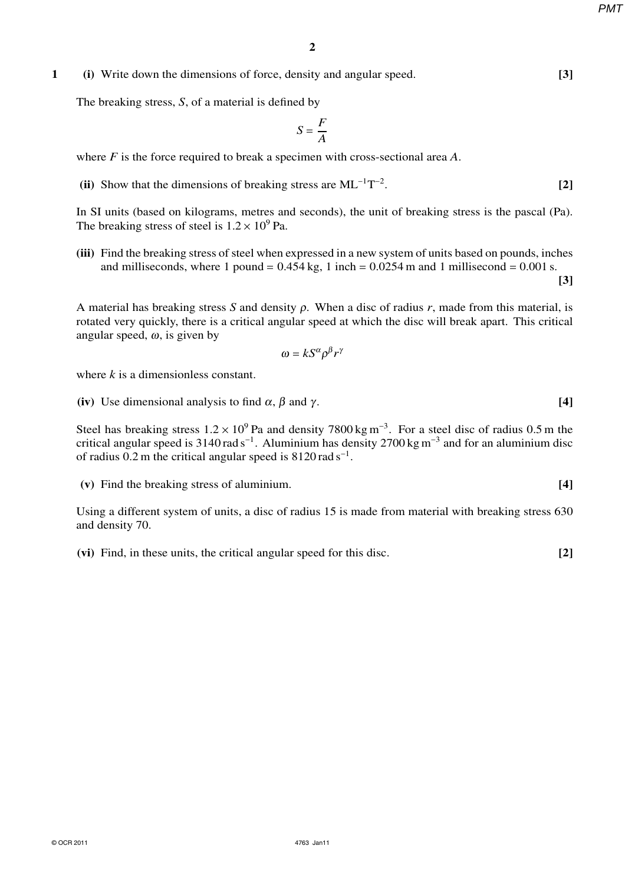**1** **(i)** Write down the dimensions of force, density and angular speed. **[3]**

The breaking stress, $S$, of a material is defined by

$$S = \frac{F}{A}$$

where $F$ is the force required to break a specimen with cross-sectional area $A$.

**(ii)** Show that the dimensions of breaking stress are $ML^{-1}T^{-2}$. **[2]**

In SI units (based on kilograms, metres and seconds), the unit of breaking stress is the pascal (Pa). The breaking stress of steel is $1.2 \times 10^9$ Pa.

**(iii)** Find the breaking stress of steel when expressed in a new system of units based on pounds, inches and milliseconds, where 1 pound = 0.454 kg, 1 inch = 0.0254 m and 1 millisecond = 0.001 s. **[3]**

A material has breaking stress $S$ and density $\rho$. When a disc of radius $r$, made from this material, is rotated very quickly, there is a critical angular speed at which the disc will break apart. This critical angular speed, $\omega$, is given by

$$\omega = kS^{\alpha}\rho^{\beta}r^{\gamma}$$

where $k$ is a dimensionless constant.

**(iv)** Use dimensional analysis to find $\alpha$, $\beta$ and $\gamma$. **[4]**

Steel has breaking stress $1.2 \times 10^9$ Pa and density $7800\,\text{kg m}^{-3}$. For a steel disc of radius 0.5 m the critical angular speed is $3140\,\text{rad s}^{-1}$. Aluminium has density $2700\,\text{kg m}^{-3}$ and for an aluminium disc of radius 0.2 m the critical angular speed is $8120\,\text{rad s}^{-1}$.

**(v)** Find the breaking stress of aluminium. **[4]**

Using a different system of units, a disc of radius 15 is made from material with breaking stress 630 and density 70.

**(vi)** Find, in these units, the critical angular speed for this disc. **[2]**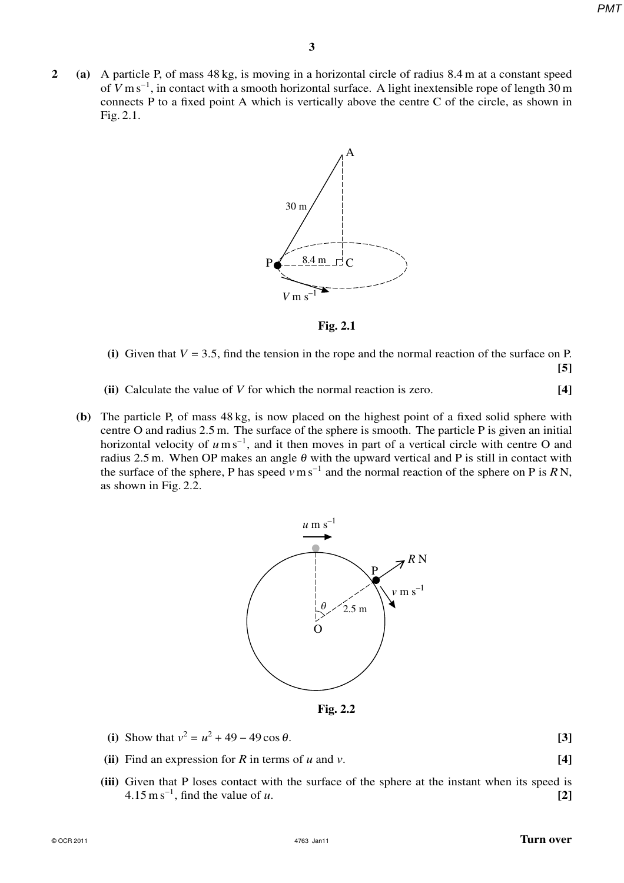**2** **(a)** A particle P, of mass 48 kg, is moving in a horizontal circle of radius 8.4 m at a constant speed of $V\,\mathrm{m\,s^{-1}}$, in contact with a smooth horizontal surface. A light inextensible rope of length 30 m connects P to a fixed point A which is vertically above the centre C of the circle, as shown in Fig. 2.1.

**Fig. 2.1**

**(i)** Given that $V = 3.5$, find the tension in the rope and the normal reaction of the surface on P. **[5]**

**(ii)** Calculate the value of $V$ for which the normal reaction is zero. **[4]**

**(b)** The particle P, of mass 48 kg, is now placed on the highest point of a fixed solid sphere with centre O and radius 2.5 m. The surface of the sphere is smooth. The particle P is given an initial horizontal velocity of $u\,\mathrm{m\,s^{-1}}$, and it then moves in part of a vertical circle with centre O and radius 2.5 m. When OP makes an angle $\theta$ with the upward vertical and P is still in contact with the surface of the sphere, P has speed $v\,\mathrm{m\,s^{-1}}$ and the normal reaction of the sphere on P is $R$ N, as shown in Fig. 2.2.

**Fig. 2.2**

**(i)** Show that $v^2 = u^2 + 49 - 49\cos\theta$. **[3]**

**(ii)** Find an expression for $R$ in terms of $u$ and $v$. **[4]**

**(iii)** Given that P loses contact with the surface of the sphere at the instant when its speed is $4.15\,\mathrm{m\,s^{-1}}$, find the value of $u$. **[2]**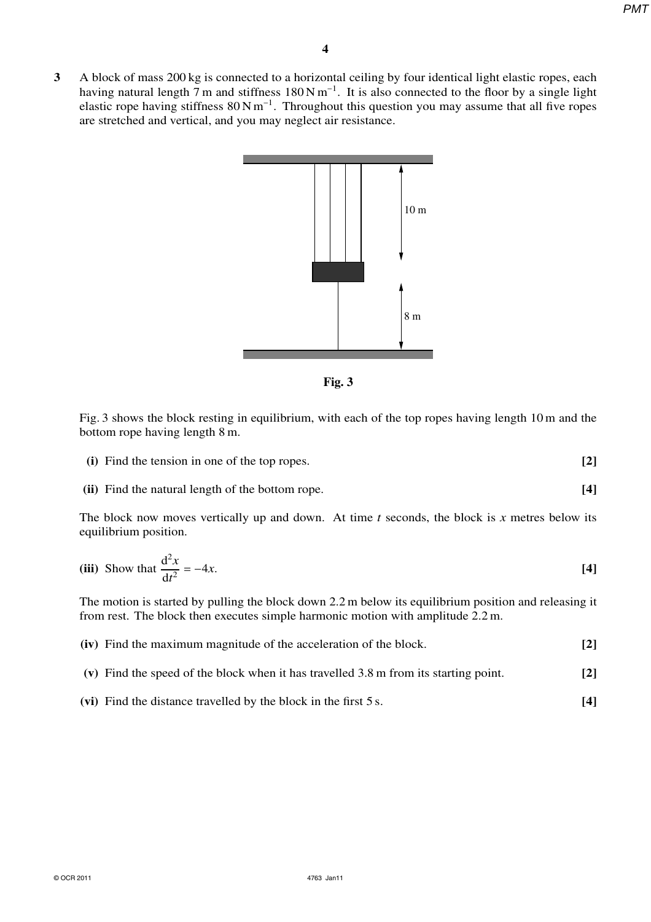**3** A block of mass 200 kg is connected to a horizontal ceiling by four identical light elastic ropes, each having natural length 7 m and stiffness $180\,\text{N}\,\text{m}^{-1}$. It is also connected to the floor by a single light elastic rope having stiffness $80\,\text{N}\,\text{m}^{-1}$. Throughout this question you may assume that all five ropes are stretched and vertical, and you may neglect air resistance.

**Fig. 3**

Fig. 3 shows the block resting in equilibrium, with each of the top ropes having length 10 m and the bottom rope having length 8 m.

**(i)** Find the tension in one of the top ropes. **[2]**

**(ii)** Find the natural length of the bottom rope. **[4]**

The block now moves vertically up and down. At time $t$ seconds, the block is $x$ metres below its equilibrium position.

**(iii)** Show that $\dfrac{\mathrm{d}^2x}{\mathrm{d}t^2} = -4x$. **[4]**

The motion is started by pulling the block down 2.2 m below its equilibrium position and releasing it from rest. The block then executes simple harmonic motion with amplitude 2.2 m.

**(iv)** Find the maximum magnitude of the acceleration of the block. **[2]**

**(v)** Find the speed of the block when it has travelled 3.8 m from its starting point. **[2]**

**(vi)** Find the distance travelled by the block in the first 5 s. **[4]**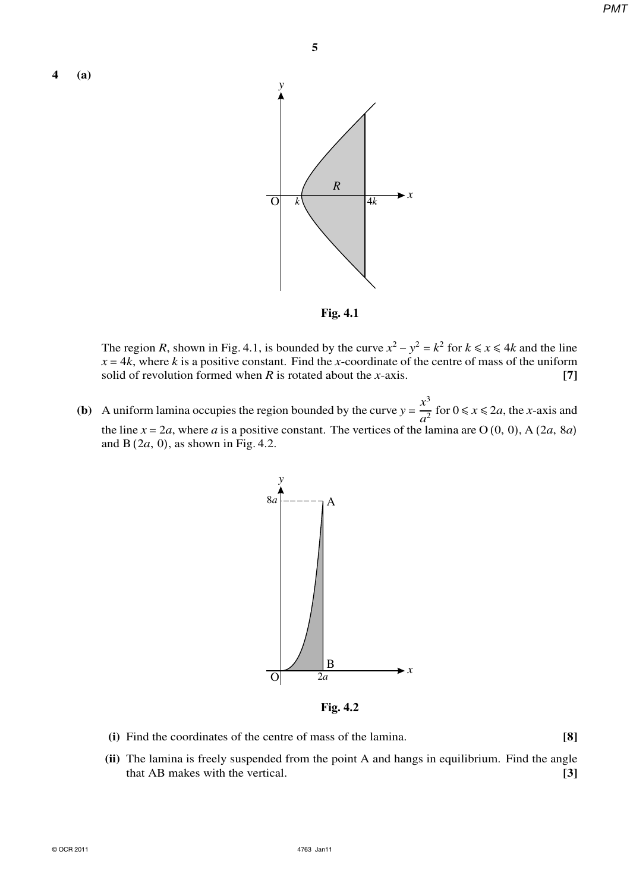**4 (a)**

y

R

O k 4k x

**Fig. 4.1**

The region $R$, shown in Fig. 4.1, is bounded by the curve $x^2 - y^2 = k^2$ for $k \leqslant x \leqslant 4k$ and the line $x = 4k$, where $k$ is a positive constant. Find the $x$-coordinate of the centre of mass of the uniform solid of revolution formed when $R$ is rotated about the $x$-axis. **[7]**

**(b)** A uniform lamina occupies the region bounded by the curve $y = \dfrac{x^3}{a^2}$ for $0 \leqslant x \leqslant 2a$, the $x$-axis and the line $x = 2a$, where $a$ is a positive constant. The vertices of the lamina are O $(0, 0)$, A $(2a, 8a)$ and B $(2a, 0)$, as shown in Fig. 4.2.

y

8a A

B

O 2a x

**Fig. 4.2**

**(i)** Find the coordinates of the centre of mass of the lamina. **[8]**

**(ii)** The lamina is freely suspended from the point A and hangs in equilibrium. Find the angle that AB makes with the vertical. **[3]**